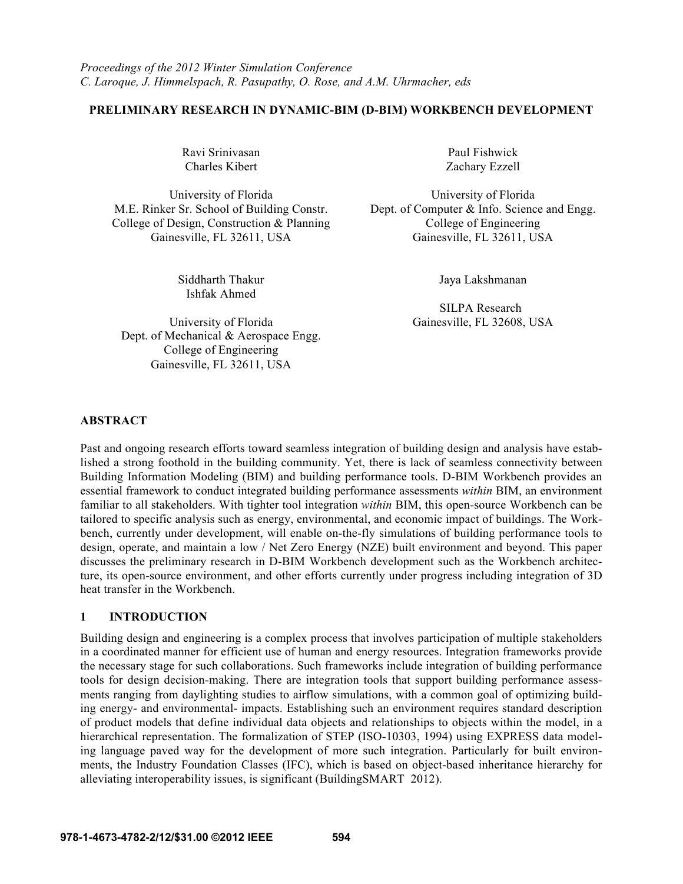*Proceedings of the 2012 Winter Simulation Conference*
*C. Laroque, J. Himmelspach, R. Pasupathy, O. Rose, and A.M. Uhrmacher, eds*

# PRELIMINARY RESEARCH IN DYNAMIC-BIM (D-BIM) WORKBENCH DEVELOPMENT

Ravi Srinivasan
Charles Kibert

University of Florida
M.E. Rinker Sr. School of Building Constr.
College of Design, Construction & Planning
Gainesville, FL 32611, USA

Paul Fishwick
Zachary Ezzell

University of Florida
Dept. of Computer & Info. Science and Engg.
College of Engineering
Gainesville, FL 32611, USA

Siddharth Thakur
Ishfak Ahmed

University of Florida
Dept. of Mechanical & Aerospace Engg.
College of Engineering
Gainesville, FL 32611, USA

Jaya Lakshmanan

SILPA Research
Gainesville, FL 32608, USA

## ABSTRACT

Past and ongoing research efforts toward seamless integration of building design and analysis have established a strong foothold in the building community. Yet, there is lack of seamless connectivity between Building Information Modeling (BIM) and building performance tools. D-BIM Workbench provides an essential framework to conduct integrated building performance assessments *within* BIM, an environment familiar to all stakeholders. With tighter tool integration *within* BIM, this open-source Workbench can be tailored to specific analysis such as energy, environmental, and economic impact of buildings. The Workbench, currently under development, will enable on-the-fly simulations of building performance tools to design, operate, and maintain a low / Net Zero Energy (NZE) built environment and beyond. This paper discusses the preliminary research in D-BIM Workbench development such as the Workbench architecture, its open-source environment, and other efforts currently under progress including integration of 3D heat transfer in the Workbench.

## 1 INTRODUCTION

Building design and engineering is a complex process that involves participation of multiple stakeholders in a coordinated manner for efficient use of human and energy resources. Integration frameworks provide the necessary stage for such collaborations. Such frameworks include integration of building performance tools for design decision-making. There are integration tools that support building performance assessments ranging from daylighting studies to airflow simulations, with a common goal of optimizing building energy- and environmental- impacts. Establishing such an environment requires standard description of product models that define individual data objects and relationships to objects within the model, in a hierarchical representation. The formalization of STEP (ISO-10303, 1994) using EXPRESS data modeling language paved way for the development of more such integration. Particularly for built environments, the Industry Foundation Classes (IFC), which is based on object-based inheritance hierarchy for alleviating interoperability issues, is significant (BuildingSMART 2012).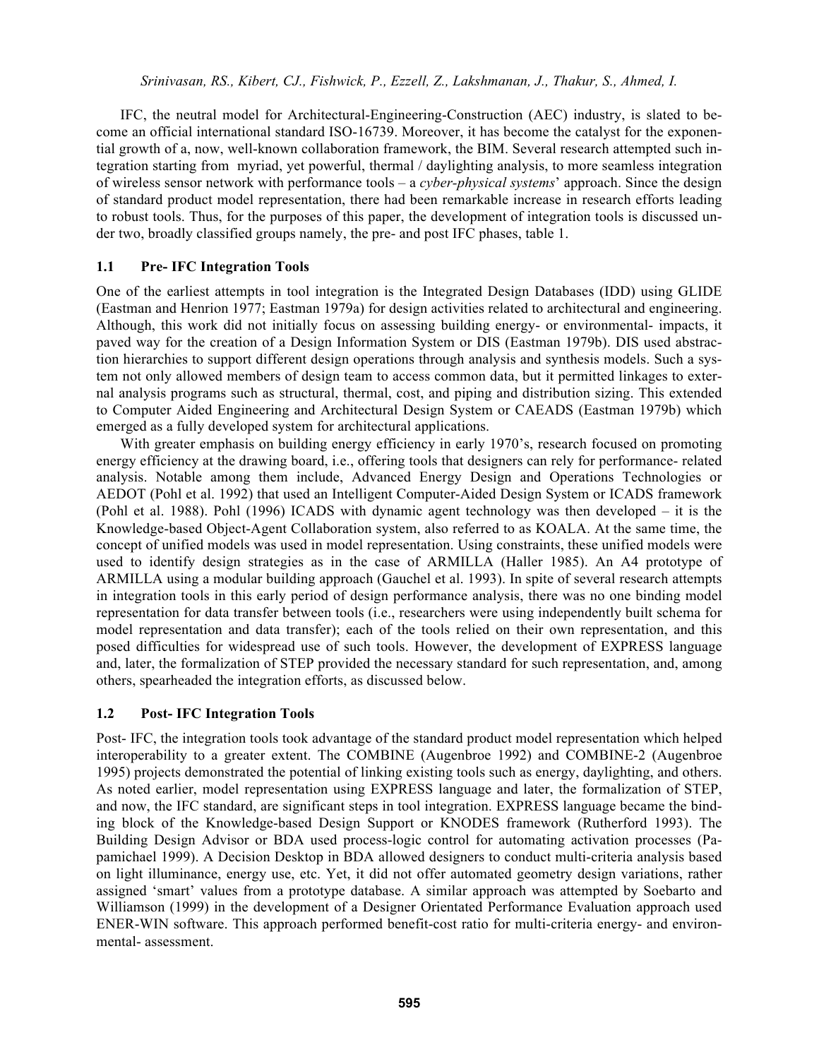IFC, the neutral model for Architectural-Engineering-Construction (AEC) industry, is slated to become an official international standard ISO-16739. Moreover, it has become the catalyst for the exponential growth of a, now, well-known collaboration framework, the BIM. Several research attempted such integration starting from myriad, yet powerful, thermal / daylighting analysis, to more seamless integration of wireless sensor network with performance tools – a *cyber-physical systems*' approach. Since the design of standard product model representation, there had been remarkable increase in research efforts leading to robust tools. Thus, for the purposes of this paper, the development of integration tools is discussed under two, broadly classified groups namely, the pre- and post IFC phases, table 1.

### 1.1 Pre- IFC Integration Tools

One of the earliest attempts in tool integration is the Integrated Design Databases (IDD) using GLIDE (Eastman and Henrion 1977; Eastman 1979a) for design activities related to architectural and engineering. Although, this work did not initially focus on assessing building energy- or environmental- impacts, it paved way for the creation of a Design Information System or DIS (Eastman 1979b). DIS used abstraction hierarchies to support different design operations through analysis and synthesis models. Such a system not only allowed members of design team to access common data, but it permitted linkages to external analysis programs such as structural, thermal, cost, and piping and distribution sizing. This extended to Computer Aided Engineering and Architectural Design System or CAEADS (Eastman 1979b) which emerged as a fully developed system for architectural applications.

With greater emphasis on building energy efficiency in early 1970's, research focused on promoting energy efficiency at the drawing board, i.e., offering tools that designers can rely for performance- related analysis. Notable among them include, Advanced Energy Design and Operations Technologies or AEDOT (Pohl et al. 1992) that used an Intelligent Computer-Aided Design System or ICADS framework (Pohl et al. 1988). Pohl (1996) ICADS with dynamic agent technology was then developed – it is the Knowledge-based Object-Agent Collaboration system, also referred to as KOALA. At the same time, the concept of unified models was used in model representation. Using constraints, these unified models were used to identify design strategies as in the case of ARMILLA (Haller 1985). An A4 prototype of ARMILLA using a modular building approach (Gauchel et al. 1993). In spite of several research attempts in integration tools in this early period of design performance analysis, there was no one binding model representation for data transfer between tools (i.e., researchers were using independently built schema for model representation and data transfer); each of the tools relied on their own representation, and this posed difficulties for widespread use of such tools. However, the development of EXPRESS language and, later, the formalization of STEP provided the necessary standard for such representation, and, among others, spearheaded the integration efforts, as discussed below.

### 1.2 Post- IFC Integration Tools

Post- IFC, the integration tools took advantage of the standard product model representation which helped interoperability to a greater extent. The COMBINE (Augenbroe 1992) and COMBINE-2 (Augenbroe 1995) projects demonstrated the potential of linking existing tools such as energy, daylighting, and others. As noted earlier, model representation using EXPRESS language and later, the formalization of STEP, and now, the IFC standard, are significant steps in tool integration. EXPRESS language became the binding block of the Knowledge-based Design Support or KNODES framework (Rutherford 1993). The Building Design Advisor or BDA used process-logic control for automating activation processes (Papamichael 1999). A Decision Desktop in BDA allowed designers to conduct multi-criteria analysis based on light illuminance, energy use, etc. Yet, it did not offer automated geometry design variations, rather assigned 'smart' values from a prototype database. A similar approach was attempted by Soebarto and Williamson (1999) in the development of a Designer Orientated Performance Evaluation approach used ENER-WIN software. This approach performed benefit-cost ratio for multi-criteria energy- and environmental- assessment.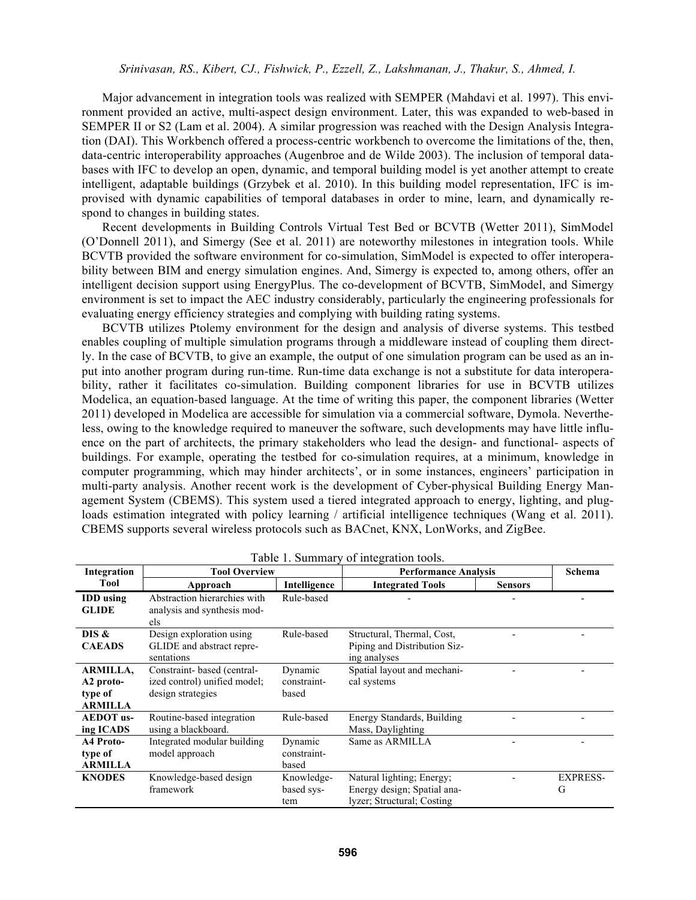Major advancement in integration tools was realized with SEMPER (Mahdavi et al. 1997). This environment provided an active, multi-aspect design environment. Later, this was expanded to web-based in SEMPER II or S2 (Lam et al. 2004). A similar progression was reached with the Design Analysis Integration (DAI). This Workbench offered a process-centric workbench to overcome the limitations of the, then, data-centric interoperability approaches (Augenbroe and de Wilde 2003). The inclusion of temporal databases with IFC to develop an open, dynamic, and temporal building model is yet another attempt to create intelligent, adaptable buildings (Grzybek et al. 2010). In this building model representation, IFC is improvised with dynamic capabilities of temporal databases in order to mine, learn, and dynamically respond to changes in building states.

Recent developments in Building Controls Virtual Test Bed or BCVTB (Wetter 2011), SimModel (O'Donnell 2011), and Simergy (See et al. 2011) are noteworthy milestones in integration tools. While BCVTB provided the software environment for co-simulation, SimModel is expected to offer interoperability between BIM and energy simulation engines. And, Simergy is expected to, among others, offer an intelligent decision support using EnergyPlus. The co-development of BCVTB, SimModel, and Simergy environment is set to impact the AEC industry considerably, particularly the engineering professionals for evaluating energy efficiency strategies and complying with building rating systems.

BCVTB utilizes Ptolemy environment for the design and analysis of diverse systems. This testbed enables coupling of multiple simulation programs through a middleware instead of coupling them directly. In the case of BCVTB, to give an example, the output of one simulation program can be used as an input into another program during run-time. Run-time data exchange is not a substitute for data interoperability, rather it facilitates co-simulation. Building component libraries for use in BCVTB utilizes Modelica, an equation-based language. At the time of writing this paper, the component libraries (Wetter 2011) developed in Modelica are accessible for simulation via a commercial software, Dymola. Nevertheless, owing to the knowledge required to maneuver the software, such developments may have little influence on the part of architects, the primary stakeholders who lead the design- and functional- aspects of buildings. For example, operating the testbed for co-simulation requires, at a minimum, knowledge in computer programming, which may hinder architects', or in some instances, engineers' participation in multi-party analysis. Another recent work is the development of Cyber-physical Building Energy Management System (CBEMS). This system used a tiered integrated approach to energy, lighting, and plug-loads estimation integrated with policy learning / artificial intelligence techniques (Wang et al. 2011). CBEMS supports several wireless protocols such as BACnet, KNX, LonWorks, and ZigBee.

Table 1. Summary of integration tools.

| Integration Tool | Tool Overview | | Performance Analysis | | Schema |
|---|---|---|---|---|---|
| | Approach | Intelligence | Integrated Tools | Sensors | |
| **IDD using GLIDE** | Abstraction hierarchies with analysis and synthesis models | Rule-based | - | - | - |
| **DIS & CAEADS** | Design exploration using GLIDE and abstract representations | Rule-based | Structural, Thermal, Cost, Piping and Distribution Sizing analyses | - | - |
| **ARMILLA, A2 prototype of ARMILLA** | Constraint- based (centralized control) unified model; design strategies | Dynamic constraint-based | Spatial layout and mechanical systems | - | - |
| **AEDOT using ICADS** | Routine-based integration using a blackboard. | Rule-based | Energy Standards, Building Mass, Daylighting | - | - |
| **A4 Prototype of ARMILLA** | Integrated modular building model approach | Dynamic constraint-based | Same as ARMILLA | - | - |
| **KNODES** | Knowledge-based design framework | Knowledge-based system | Natural lighting; Energy; Energy design; Spatial analyzer; Structural; Costing | - | EXPRESS-G |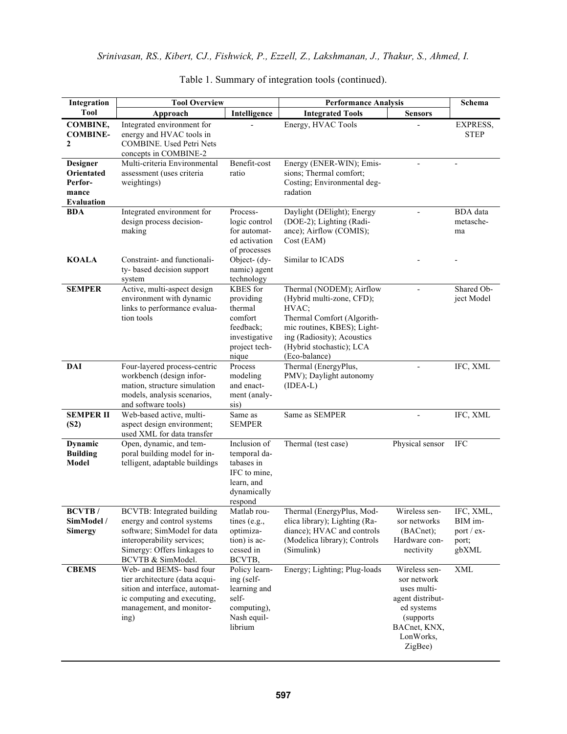Table 1. Summary of integration tools (continued).

| Integration Tool | Tool Overview | | Performance Analysis | | Schema |
|---|---|---|---|---|---|
| | Approach | Intelligence | Integrated Tools | Sensors | |
| **COMBINE, COMBINE-2** | Integrated environment for energy and HVAC tools in COMBINE. Used Petri Nets concepts in COMBINE-2 | - | Energy, HVAC Tools | - | EXPRESS, STEP |
| **Designer Orientated Performance Evaluation** | Multi-criteria Environmental assessment (uses criteria weightings) | Benefit-cost ratio | Energy (ENER-WIN); Emissions; Thermal comfort; Costing; Environmental degradation | - | - |
| **BDA** | Integrated environment for design process decision-making | Process-logic control for automated activation of processes | Daylight (DElight); Energy (DOE-2); Lighting (Radiance); Airflow (COMIS); Cost (EAM) | - | BDA data metaschema |
| **KOALA** | Constraint- and functionality- based decision support system | Object- (dynamic) agent technology | Similar to ICADS | - | - |
| **SEMPER** | Active, multi-aspect design environment with dynamic links to performance evaluation tools | KBES for providing thermal comfort feedback; investigative project technique | Thermal (NODEM); Airflow (Hybrid multi-zone, CFD); HVAC; Thermal Comfort (Algorithmic routines, KBES); Lighting (Radiosity); Acoustics (Hybrid stochastic); LCA (Eco-balance) | - | Shared Object Model |
| **DAI** | Four-layered process-centric workbench (design information, structure simulation models, analysis scenarios, and software tools) | Process modeling and enactment (analysis) | Thermal (EnergyPlus, PMV); Daylight autonomy (IDEA-L) | - | IFC, XML |
| **SEMPER II (S2)** | Web-based active, multi-aspect design environment; used XML for data transfer | Same as SEMPER | Same as SEMPER | - | IFC, XML |
| **Dynamic Building Model** | Open, dynamic, and temporal building model for intelligent, adaptable buildings | Inclusion of temporal databases in IFC to mine, learn, and dynamically respond | Thermal (test case) | Physical sensor | IFC |
| **BCVTB / SimModel / Simergy** | BCVTB: Integrated building energy and control systems software; SimModel for data interoperability services; Simergy: Offers linkages to BCVTB & SimModel. | Matlab routines (e.g., optimization) is accessed in BCVTB, | Thermal (EnergyPlus, Modelica library); Lighting (Radiance); HVAC and controls (Modelica library); Controls (Simulink) | Wireless sensor networks (BACnet); Hardware connectivity | IFC, XML, BIM import / export; gbXML |
| **CBEMS** | Web- and BEMS- basd four tier architecture (data acquisition and interface, automatic computing and executing, management, and monitoring) | Policy learning (self-learning and self-computing), Nash equilibrium | Energy; Lighting; Plug-loads | Wireless sensor network uses multi-agent distributed systems (supports BACnet, KNX, LonWorks, ZigBee) | XML |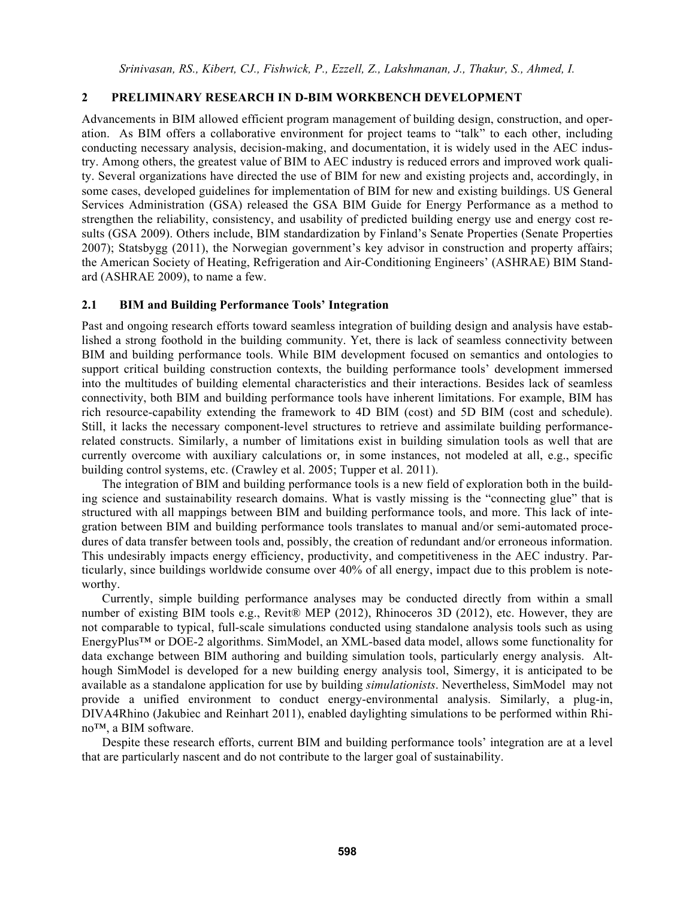## 2 PRELIMINARY RESEARCH IN D-BIM WORKBENCH DEVELOPMENT

Advancements in BIM allowed efficient program management of building design, construction, and operation. As BIM offers a collaborative environment for project teams to "talk" to each other, including conducting necessary analysis, decision-making, and documentation, it is widely used in the AEC industry. Among others, the greatest value of BIM to AEC industry is reduced errors and improved work quality. Several organizations have directed the use of BIM for new and existing projects and, accordingly, in some cases, developed guidelines for implementation of BIM for new and existing buildings. US General Services Administration (GSA) released the GSA BIM Guide for Energy Performance as a method to strengthen the reliability, consistency, and usability of predicted building energy use and energy cost results (GSA 2009). Others include, BIM standardization by Finland's Senate Properties (Senate Properties 2007); Statsbygg (2011), the Norwegian government's key advisor in construction and property affairs; the American Society of Heating, Refrigeration and Air-Conditioning Engineers' (ASHRAE) BIM Standard (ASHRAE 2009), to name a few.

### 2.1 BIM and Building Performance Tools' Integration

Past and ongoing research efforts toward seamless integration of building design and analysis have established a strong foothold in the building community. Yet, there is lack of seamless connectivity between BIM and building performance tools. While BIM development focused on semantics and ontologies to support critical building construction contexts, the building performance tools' development immersed into the multitudes of building elemental characteristics and their interactions. Besides lack of seamless connectivity, both BIM and building performance tools have inherent limitations. For example, BIM has rich resource-capability extending the framework to 4D BIM (cost) and 5D BIM (cost and schedule). Still, it lacks the necessary component-level structures to retrieve and assimilate building performance-related constructs. Similarly, a number of limitations exist in building simulation tools as well that are currently overcome with auxiliary calculations or, in some instances, not modeled at all, e.g., specific building control systems, etc. (Crawley et al. 2005; Tupper et al. 2011).

The integration of BIM and building performance tools is a new field of exploration both in the building science and sustainability research domains. What is vastly missing is the "connecting glue" that is structured with all mappings between BIM and building performance tools, and more. This lack of integration between BIM and building performance tools translates to manual and/or semi-automated procedures of data transfer between tools and, possibly, the creation of redundant and/or erroneous information. This undesirably impacts energy efficiency, productivity, and competitiveness in the AEC industry. Particularly, since buildings worldwide consume over 40% of all energy, impact due to this problem is noteworthy.

Currently, simple building performance analyses may be conducted directly from within a small number of existing BIM tools e.g., Revit® MEP (2012), Rhinoceros 3D (2012), etc. However, they are not comparable to typical, full-scale simulations conducted using standalone analysis tools such as using EnergyPlus™ or DOE-2 algorithms. SimModel, an XML-based data model, allows some functionality for data exchange between BIM authoring and building simulation tools, particularly energy analysis. Although SimModel is developed for a new building energy analysis tool, Simergy, it is anticipated to be available as a standalone application for use by building *simulationists*. Nevertheless, SimModel may not provide a unified environment to conduct energy-environmental analysis. Similarly, a plug-in, DIVA4Rhino (Jakubiec and Reinhart 2011), enabled daylighting simulations to be performed within Rhino™, a BIM software.

Despite these research efforts, current BIM and building performance tools' integration are at a level that are particularly nascent and do not contribute to the larger goal of sustainability.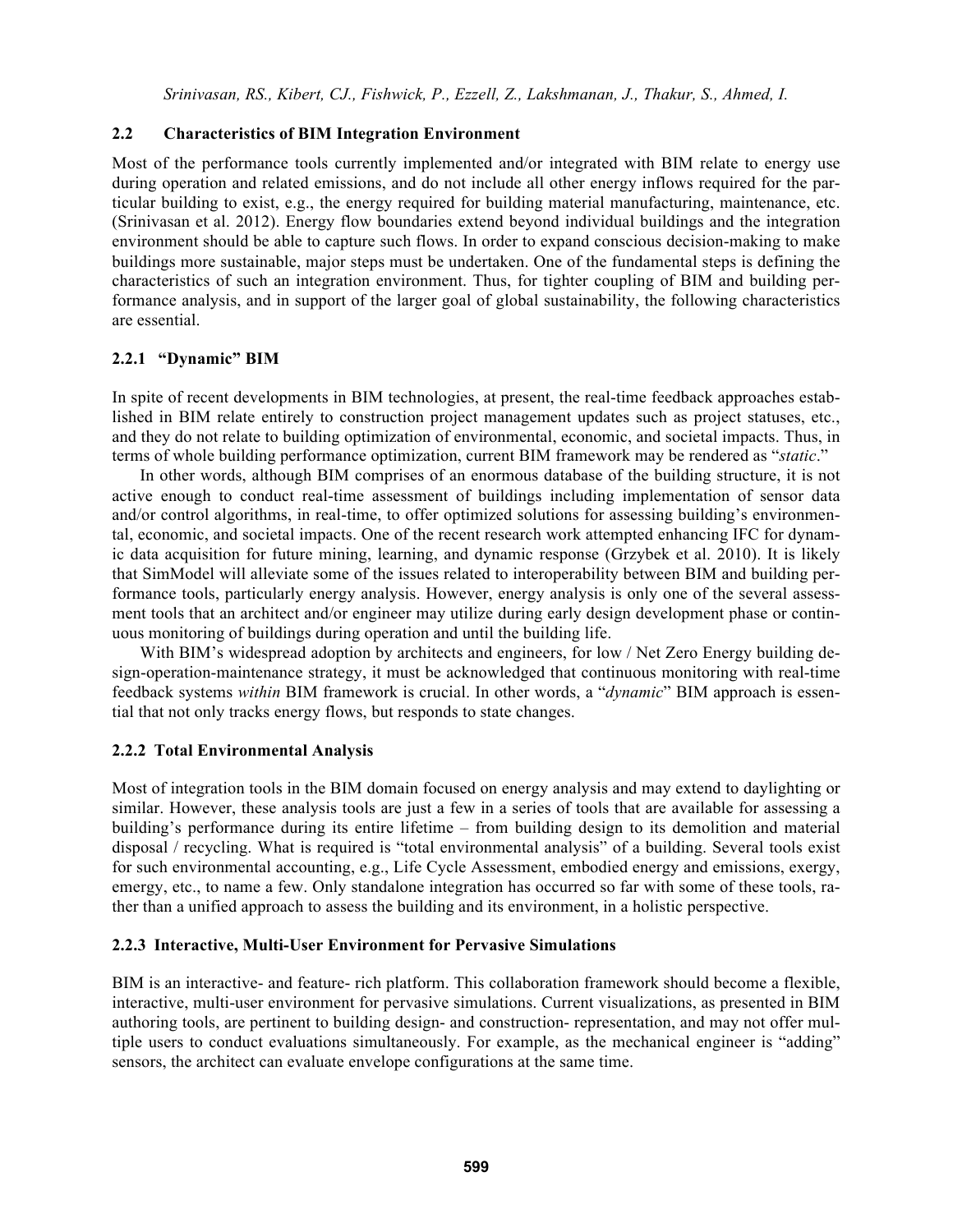## 2.2 Characteristics of BIM Integration Environment

Most of the performance tools currently implemented and/or integrated with BIM relate to energy use during operation and related emissions, and do not include all other energy inflows required for the particular building to exist, e.g., the energy required for building material manufacturing, maintenance, etc. (Srinivasan et al. 2012). Energy flow boundaries extend beyond individual buildings and the integration environment should be able to capture such flows. In order to expand conscious decision-making to make buildings more sustainable, major steps must be undertaken. One of the fundamental steps is defining the characteristics of such an integration environment. Thus, for tighter coupling of BIM and building performance analysis, and in support of the larger goal of global sustainability, the following characteristics are essential.

### 2.2.1 "Dynamic" BIM

In spite of recent developments in BIM technologies, at present, the real-time feedback approaches established in BIM relate entirely to construction project management updates such as project statuses, etc., and they do not relate to building optimization of environmental, economic, and societal impacts. Thus, in terms of whole building performance optimization, current BIM framework may be rendered as "*static*."

In other words, although BIM comprises of an enormous database of the building structure, it is not active enough to conduct real-time assessment of buildings including implementation of sensor data and/or control algorithms, in real-time, to offer optimized solutions for assessing building's environmental, economic, and societal impacts. One of the recent research work attempted enhancing IFC for dynamic data acquisition for future mining, learning, and dynamic response (Grzybek et al. 2010). It is likely that SimModel will alleviate some of the issues related to interoperability between BIM and building performance tools, particularly energy analysis. However, energy analysis is only one of the several assessment tools that an architect and/or engineer may utilize during early design development phase or continuous monitoring of buildings during operation and until the building life.

With BIM's widespread adoption by architects and engineers, for low / Net Zero Energy building design-operation-maintenance strategy, it must be acknowledged that continuous monitoring with real-time feedback systems *within* BIM framework is crucial. In other words, a "*dynamic*" BIM approach is essential that not only tracks energy flows, but responds to state changes.

### 2.2.2 Total Environmental Analysis

Most of integration tools in the BIM domain focused on energy analysis and may extend to daylighting or similar. However, these analysis tools are just a few in a series of tools that are available for assessing a building's performance during its entire lifetime – from building design to its demolition and material disposal / recycling. What is required is "total environmental analysis" of a building. Several tools exist for such environmental accounting, e.g., Life Cycle Assessment, embodied energy and emissions, exergy, emergy, etc., to name a few. Only standalone integration has occurred so far with some of these tools, rather than a unified approach to assess the building and its environment, in a holistic perspective.

### 2.2.3 Interactive, Multi-User Environment for Pervasive Simulations

BIM is an interactive- and feature- rich platform. This collaboration framework should become a flexible, interactive, multi-user environment for pervasive simulations. Current visualizations, as presented in BIM authoring tools, are pertinent to building design- and construction- representation, and may not offer multiple users to conduct evaluations simultaneously. For example, as the mechanical engineer is "adding" sensors, the architect can evaluate envelope configurations at the same time.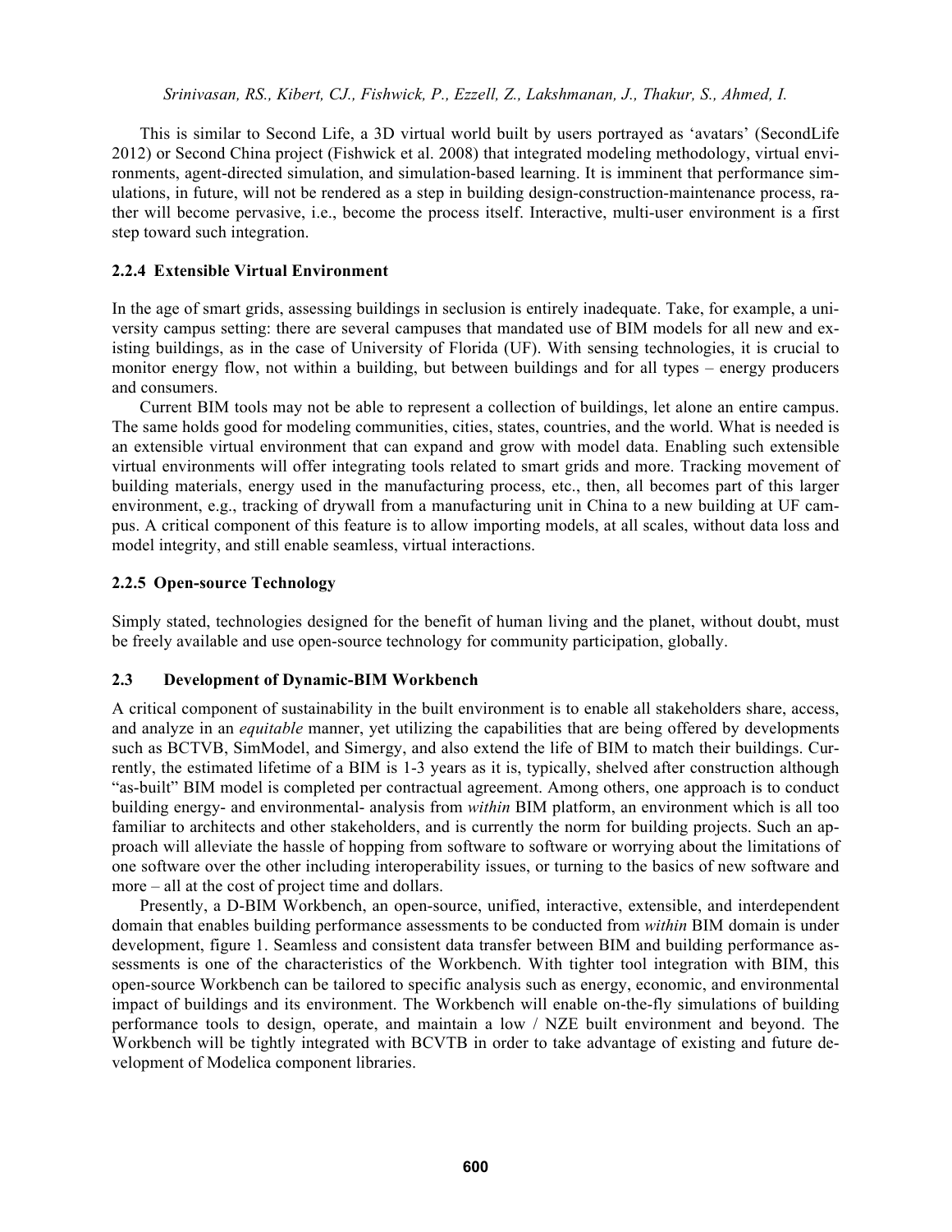This is similar to Second Life, a 3D virtual world built by users portrayed as 'avatars' (SecondLife 2012) or Second China project (Fishwick et al. 2008) that integrated modeling methodology, virtual environments, agent-directed simulation, and simulation-based learning. It is imminent that performance simulations, in future, will not be rendered as a step in building design-construction-maintenance process, rather will become pervasive, i.e., become the process itself. Interactive, multi-user environment is a first step toward such integration.

### 2.2.4 Extensible Virtual Environment

In the age of smart grids, assessing buildings in seclusion is entirely inadequate. Take, for example, a university campus setting: there are several campuses that mandated use of BIM models for all new and existing buildings, as in the case of University of Florida (UF). With sensing technologies, it is crucial to monitor energy flow, not within a building, but between buildings and for all types – energy producers and consumers.

Current BIM tools may not be able to represent a collection of buildings, let alone an entire campus. The same holds good for modeling communities, cities, states, countries, and the world. What is needed is an extensible virtual environment that can expand and grow with model data. Enabling such extensible virtual environments will offer integrating tools related to smart grids and more. Tracking movement of building materials, energy used in the manufacturing process, etc., then, all becomes part of this larger environment, e.g., tracking of drywall from a manufacturing unit in China to a new building at UF campus. A critical component of this feature is to allow importing models, at all scales, without data loss and model integrity, and still enable seamless, virtual interactions.

### 2.2.5 Open-source Technology

Simply stated, technologies designed for the benefit of human living and the planet, without doubt, must be freely available and use open-source technology for community participation, globally.

## 2.3 Development of Dynamic-BIM Workbench

A critical component of sustainability in the built environment is to enable all stakeholders share, access, and analyze in an *equitable* manner, yet utilizing the capabilities that are being offered by developments such as BCTVB, SimModel, and Simergy, and also extend the life of BIM to match their buildings. Currently, the estimated lifetime of a BIM is 1-3 years as it is, typically, shelved after construction although "as-built" BIM model is completed per contractual agreement. Among others, one approach is to conduct building energy- and environmental- analysis from *within* BIM platform, an environment which is all too familiar to architects and other stakeholders, and is currently the norm for building projects. Such an approach will alleviate the hassle of hopping from software to software or worrying about the limitations of one software over the other including interoperability issues, or turning to the basics of new software and more – all at the cost of project time and dollars.

Presently, a D-BIM Workbench, an open-source, unified, interactive, extensible, and interdependent domain that enables building performance assessments to be conducted from *within* BIM domain is under development, figure 1. Seamless and consistent data transfer between BIM and building performance assessments is one of the characteristics of the Workbench. With tighter tool integration with BIM, this open-source Workbench can be tailored to specific analysis such as energy, economic, and environmental impact of buildings and its environment. The Workbench will enable on-the-fly simulations of building performance tools to design, operate, and maintain a low / NZE built environment and beyond. The Workbench will be tightly integrated with BCVTB in order to take advantage of existing and future development of Modelica component libraries.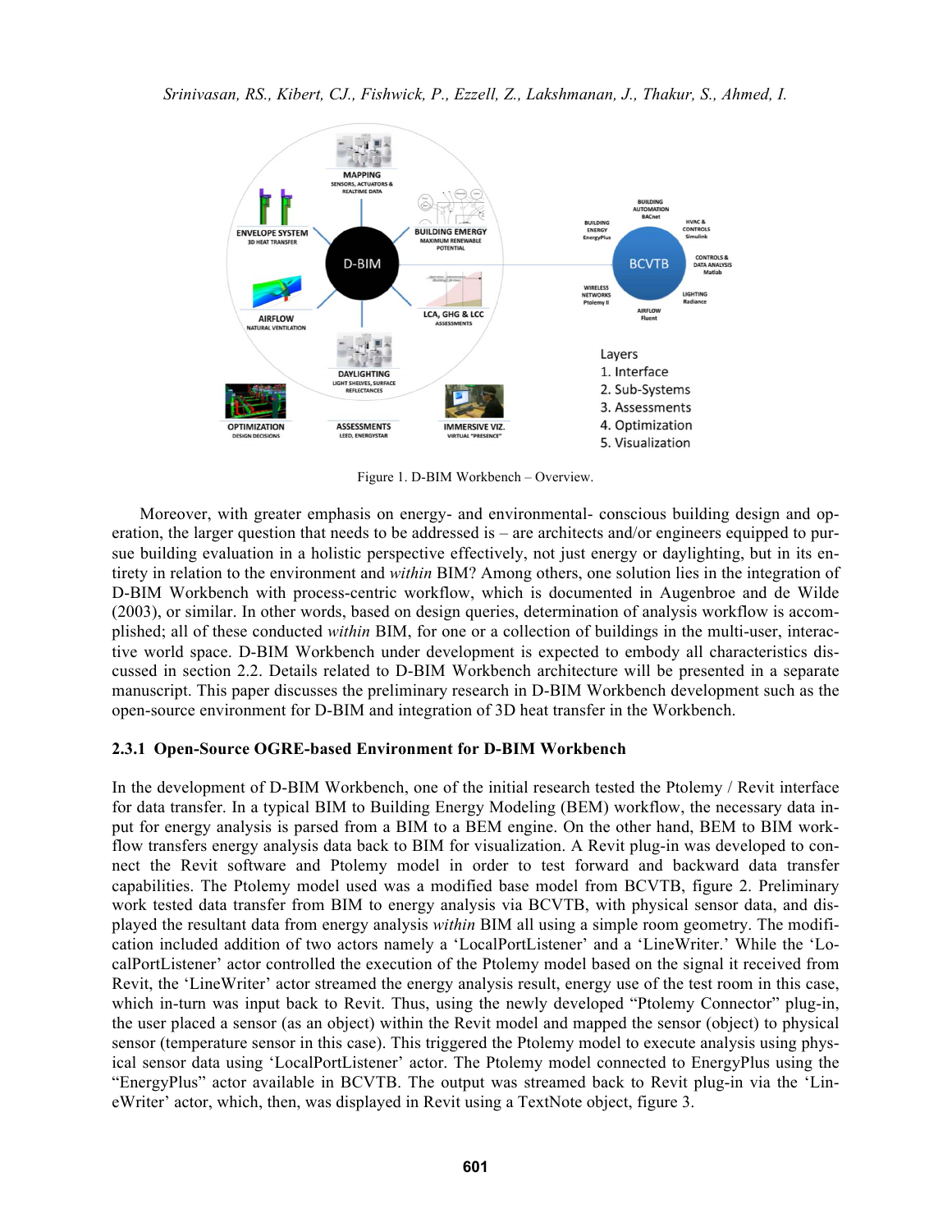Figure 1. D-BIM Workbench – Overview.

Moreover, with greater emphasis on energy- and environmental- conscious building design and operation, the larger question that needs to be addressed is – are architects and/or engineers equipped to pursue building evaluation in a holistic perspective effectively, not just energy or daylighting, but in its entirety in relation to the environment and *within* BIM? Among others, one solution lies in the integration of D-BIM Workbench with process-centric workflow, which is documented in Augenbroe and de Wilde (2003), or similar. In other words, based on design queries, determination of analysis workflow is accomplished; all of these conducted *within* BIM, for one or a collection of buildings in the multi-user, interactive world space. D-BIM Workbench under development is expected to embody all characteristics discussed in section 2.2. Details related to D-BIM Workbench architecture will be presented in a separate manuscript. This paper discusses the preliminary research in D-BIM Workbench development such as the open-source environment for D-BIM and integration of 3D heat transfer in the Workbench.

### 2.3.1 Open-Source OGRE-based Environment for D-BIM Workbench

In the development of D-BIM Workbench, one of the initial research tested the Ptolemy / Revit interface for data transfer. In a typical BIM to Building Energy Modeling (BEM) workflow, the necessary data input for energy analysis is parsed from a BIM to a BEM engine. On the other hand, BEM to BIM workflow transfers energy analysis data back to BIM for visualization. A Revit plug-in was developed to connect the Revit software and Ptolemy model in order to test forward and backward data transfer capabilities. The Ptolemy model used was a modified base model from BCVTB, figure 2. Preliminary work tested data transfer from BIM to energy analysis via BCVTB, with physical sensor data, and displayed the resultant data from energy analysis *within* BIM all using a simple room geometry. The modification included addition of two actors namely a 'LocalPortListener' and a 'LineWriter.' While the 'LocalPortListener' actor controlled the execution of the Ptolemy model based on the signal it received from Revit, the 'LineWriter' actor streamed the energy analysis result, energy use of the test room in this case, which in-turn was input back to Revit. Thus, using the newly developed "Ptolemy Connector" plug-in, the user placed a sensor (as an object) within the Revit model and mapped the sensor (object) to physical sensor (temperature sensor in this case). This triggered the Ptolemy model to execute analysis using physical sensor data using 'LocalPortListener' actor. The Ptolemy model connected to EnergyPlus using the "EnergyPlus" actor available in BCVTB. The output was streamed back to Revit plug-in via the 'LineWriter' actor, which, then, was displayed in Revit using a TextNote object, figure 3.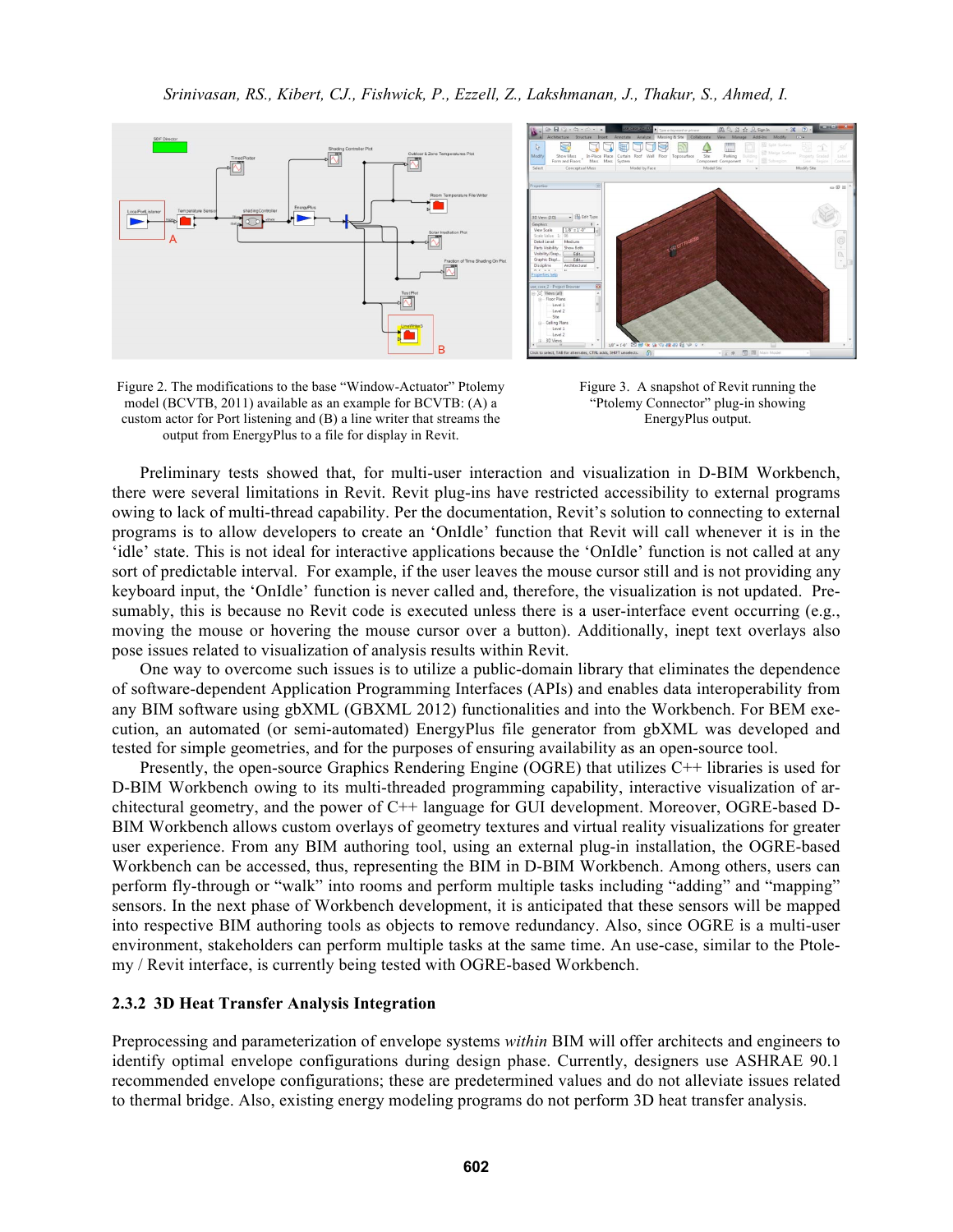Figure 2. The modifications to the base "Window-Actuator" Ptolemy model (BCVTB, 2011) available as an example for BCVTB: (A) a custom actor for Port listening and (B) a line writer that streams the output from EnergyPlus to a file for display in Revit.

Figure 3. A snapshot of Revit running the "Ptolemy Connector" plug-in showing EnergyPlus output.

Preliminary tests showed that, for multi-user interaction and visualization in D-BIM Workbench, there were several limitations in Revit. Revit plug-ins have restricted accessibility to external programs owing to lack of multi-thread capability. Per the documentation, Revit's solution to connecting to external programs is to allow developers to create an 'OnIdle' function that Revit will call whenever it is in the 'idle' state. This is not ideal for interactive applications because the 'OnIdle' function is not called at any sort of predictable interval. For example, if the user leaves the mouse cursor still and is not providing any keyboard input, the 'OnIdle' function is never called and, therefore, the visualization is not updated. Presumably, this is because no Revit code is executed unless there is a user-interface event occurring (e.g., moving the mouse or hovering the mouse cursor over a button). Additionally, inept text overlays also pose issues related to visualization of analysis results within Revit.

One way to overcome such issues is to utilize a public-domain library that eliminates the dependence of software-dependent Application Programming Interfaces (APIs) and enables data interoperability from any BIM software using gbXML (GBXML 2012) functionalities and into the Workbench. For BEM execution, an automated (or semi-automated) EnergyPlus file generator from gbXML was developed and tested for simple geometries, and for the purposes of ensuring availability as an open-source tool.

Presently, the open-source Graphics Rendering Engine (OGRE) that utilizes C++ libraries is used for D-BIM Workbench owing to its multi-threaded programming capability, interactive visualization of architectural geometry, and the power of C++ language for GUI development. Moreover, OGRE-based D-BIM Workbench allows custom overlays of geometry textures and virtual reality visualizations for greater user experience. From any BIM authoring tool, using an external plug-in installation, the OGRE-based Workbench can be accessed, thus, representing the BIM in D-BIM Workbench. Among others, users can perform fly-through or "walk" into rooms and perform multiple tasks including "adding" and "mapping" sensors. In the next phase of Workbench development, it is anticipated that these sensors will be mapped into respective BIM authoring tools as objects to remove redundancy. Also, since OGRE is a multi-user environment, stakeholders can perform multiple tasks at the same time. An use-case, similar to the Ptolemy / Revit interface, is currently being tested with OGRE-based Workbench.

### 2.3.2 3D Heat Transfer Analysis Integration

Preprocessing and parameterization of envelope systems *within* BIM will offer architects and engineers to identify optimal envelope configurations during design phase. Currently, designers use ASHRAE 90.1 recommended envelope configurations; these are predetermined values and do not alleviate issues related to thermal bridge. Also, existing energy modeling programs do not perform 3D heat transfer analysis.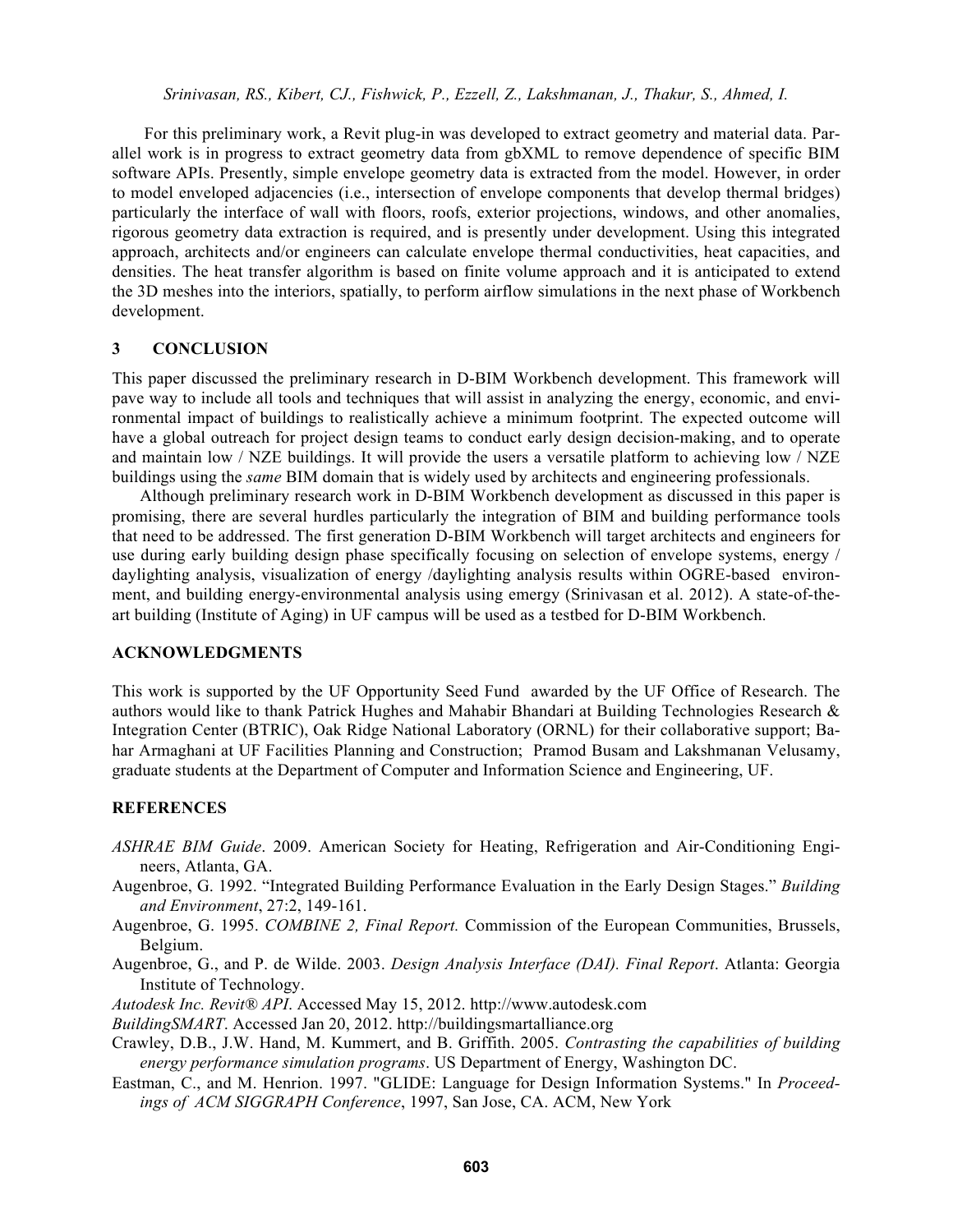For this preliminary work, a Revit plug-in was developed to extract geometry and material data. Parallel work is in progress to extract geometry data from gbXML to remove dependence of specific BIM software APIs. Presently, simple envelope geometry data is extracted from the model. However, in order to model enveloped adjacencies (i.e., intersection of envelope components that develop thermal bridges) particularly the interface of wall with floors, roofs, exterior projections, windows, and other anomalies, rigorous geometry data extraction is required, and is presently under development. Using this integrated approach, architects and/or engineers can calculate envelope thermal conductivities, heat capacities, and densities. The heat transfer algorithm is based on finite volume approach and it is anticipated to extend the 3D meshes into the interiors, spatially, to perform airflow simulations in the next phase of Workbench development.

## 3 CONCLUSION

This paper discussed the preliminary research in D-BIM Workbench development. This framework will pave way to include all tools and techniques that will assist in analyzing the energy, economic, and environmental impact of buildings to realistically achieve a minimum footprint. The expected outcome will have a global outreach for project design teams to conduct early design decision-making, and to operate and maintain low / NZE buildings. It will provide the users a versatile platform to achieving low / NZE buildings using the *same* BIM domain that is widely used by architects and engineering professionals.

Although preliminary research work in D-BIM Workbench development as discussed in this paper is promising, there are several hurdles particularly the integration of BIM and building performance tools that need to be addressed. The first generation D-BIM Workbench will target architects and engineers for use during early building design phase specifically focusing on selection of envelope systems, energy / daylighting analysis, visualization of energy /daylighting analysis results within OGRE-based environment, and building energy-environmental analysis using emergy (Srinivasan et al. 2012). A state-of-the-art building (Institute of Aging) in UF campus will be used as a testbed for D-BIM Workbench.

## ACKNOWLEDGMENTS

This work is supported by the UF Opportunity Seed Fund awarded by the UF Office of Research. The authors would like to thank Patrick Hughes and Mahabir Bhandari at Building Technologies Research & Integration Center (BTRIC), Oak Ridge National Laboratory (ORNL) for their collaborative support; Bahar Armaghani at UF Facilities Planning and Construction; Pramod Busam and Lakshmanan Velusamy, graduate students at the Department of Computer and Information Science and Engineering, UF.

## REFERENCES

*ASHRAE BIM Guide*. 2009. American Society for Heating, Refrigeration and Air-Conditioning Engineers, Atlanta, GA.

Augenbroe, G. 1992. "Integrated Building Performance Evaluation in the Early Design Stages." *Building and Environment*, 27:2, 149-161.

Augenbroe, G. 1995. *COMBINE 2, Final Report.* Commission of the European Communities, Brussels, Belgium.

Augenbroe, G., and P. de Wilde. 2003. *Design Analysis Interface (DAI). Final Report*. Atlanta: Georgia Institute of Technology.

*Autodesk Inc. Revit® API*. Accessed May 15, 2012. http://www.autodesk.com

*BuildingSMART*. Accessed Jan 20, 2012. http://buildingsmartalliance.org

Crawley, D.B., J.W. Hand, M. Kummert, and B. Griffith. 2005. *Contrasting the capabilities of building energy performance simulation programs*. US Department of Energy, Washington DC.

Eastman, C., and M. Henrion. 1997. "GLIDE: Language for Design Information Systems." In *Proceedings of ACM SIGGRAPH Conference*, 1997, San Jose, CA. ACM, New York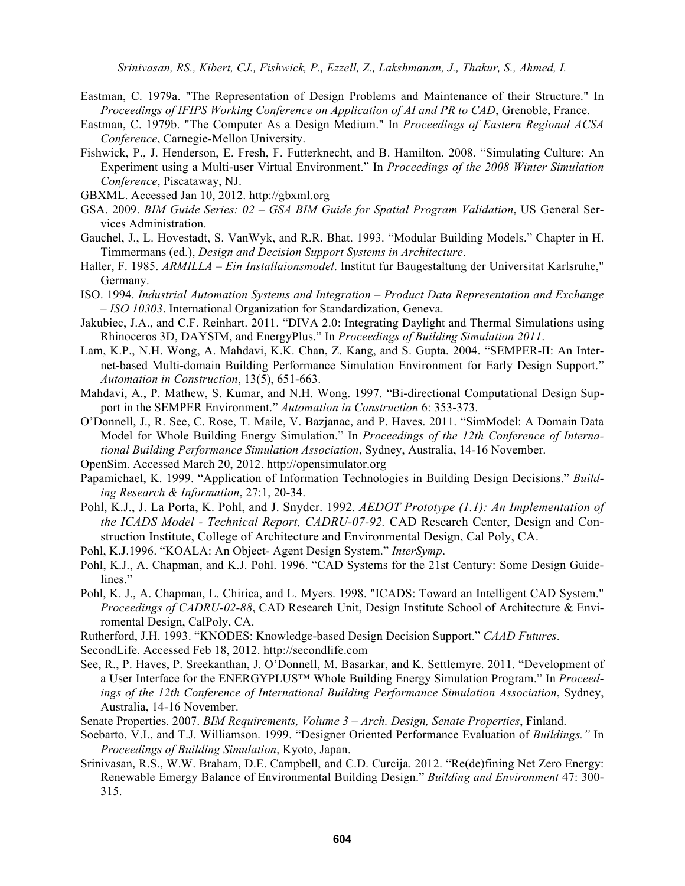Eastman, C. 1979a. "The Representation of Design Problems and Maintenance of their Structure." In *Proceedings of IFIPS Working Conference on Application of AI and PR to CAD*, Grenoble, France.

Eastman, C. 1979b. "The Computer As a Design Medium." In *Proceedings of Eastern Regional ACSA Conference*, Carnegie-Mellon University.

Fishwick, P., J. Henderson, E. Fresh, F. Futterknecht, and B. Hamilton. 2008. "Simulating Culture: An Experiment using a Multi-user Virtual Environment." In *Proceedings of the 2008 Winter Simulation Conference*, Piscataway, NJ.

GBXML. Accessed Jan 10, 2012. http://gbxml.org

GSA. 2009. *BIM Guide Series: 02 – GSA BIM Guide for Spatial Program Validation*, US General Services Administration.

Gauchel, J., L. Hovestadt, S. VanWyk, and R.R. Bhat. 1993. "Modular Building Models." Chapter in H. Timmermans (ed.), *Design and Decision Support Systems in Architecture*.

Haller, F. 1985. *ARMILLA – Ein Installaionsmodel*. Institut fur Baugestaltung der Universitat Karlsruhe," Germany.

ISO. 1994. *Industrial Automation Systems and Integration – Product Data Representation and Exchange – ISO 10303*. International Organization for Standardization, Geneva.

Jakubiec, J.A., and C.F. Reinhart. 2011. "DIVA 2.0: Integrating Daylight and Thermal Simulations using Rhinoceros 3D, DAYSIM, and EnergyPlus." In *Proceedings of Building Simulation 2011*.

Lam, K.P., N.H. Wong, A. Mahdavi, K.K. Chan, Z. Kang, and S. Gupta. 2004. "SEMPER-II: An Internet-based Multi-domain Building Performance Simulation Environment for Early Design Support." *Automation in Construction*, 13(5), 651-663.

Mahdavi, A., P. Mathew, S. Kumar, and N.H. Wong. 1997. "Bi-directional Computational Design Support in the SEMPER Environment." *Automation in Construction* 6: 353-373.

O'Donnell, J., R. See, C. Rose, T. Maile, V. Bazjanac, and P. Haves. 2011. "SimModel: A Domain Data Model for Whole Building Energy Simulation." In *Proceedings of the 12th Conference of International Building Performance Simulation Association*, Sydney, Australia, 14-16 November.

OpenSim. Accessed March 20, 2012. http://opensimulator.org

Papamichael, K. 1999. "Application of Information Technologies in Building Design Decisions." *Building Research & Information*, 27:1, 20-34.

Pohl, K.J., J. La Porta, K. Pohl, and J. Snyder. 1992. *AEDOT Prototype (1.1): An Implementation of the ICADS Model - Technical Report, CADRU-07-92.* CAD Research Center, Design and Construction Institute, College of Architecture and Environmental Design, Cal Poly, CA.

Pohl, K.J.1996. "KOALA: An Object- Agent Design System." *InterSymp*.

Pohl, K.J., A. Chapman, and K.J. Pohl. 1996. "CAD Systems for the 21st Century: Some Design Guidelines."

Pohl, K. J., A. Chapman, L. Chirica, and L. Myers. 1998. "ICADS: Toward an Intelligent CAD System." *Proceedings of CADRU-02-88*, CAD Research Unit, Design Institute School of Architecture & Enviromental Design, CalPoly, CA.

Rutherford, J.H. 1993. "KNODES: Knowledge-based Design Decision Support." *CAAD Futures*.

SecondLife. Accessed Feb 18, 2012. http://secondlife.com

See, R., P. Haves, P. Sreekanthan, J. O'Donnell, M. Basarkar, and K. Settlemyre. 2011. "Development of a User Interface for the ENERGYPLUS™ Whole Building Energy Simulation Program." In *Proceedings of the 12th Conference of International Building Performance Simulation Association*, Sydney, Australia, 14-16 November.

Senate Properties. 2007. *BIM Requirements, Volume 3 – Arch. Design, Senate Properties*, Finland.

Soebarto, V.I., and T.J. Williamson. 1999. "Designer Oriented Performance Evaluation of *Buildings."* In *Proceedings of Building Simulation*, Kyoto, Japan.

Srinivasan, R.S., W.W. Braham, D.E. Campbell, and C.D. Curcija. 2012. "Re(de)fining Net Zero Energy: Renewable Emergy Balance of Environmental Building Design." *Building and Environment* 47: 300-315.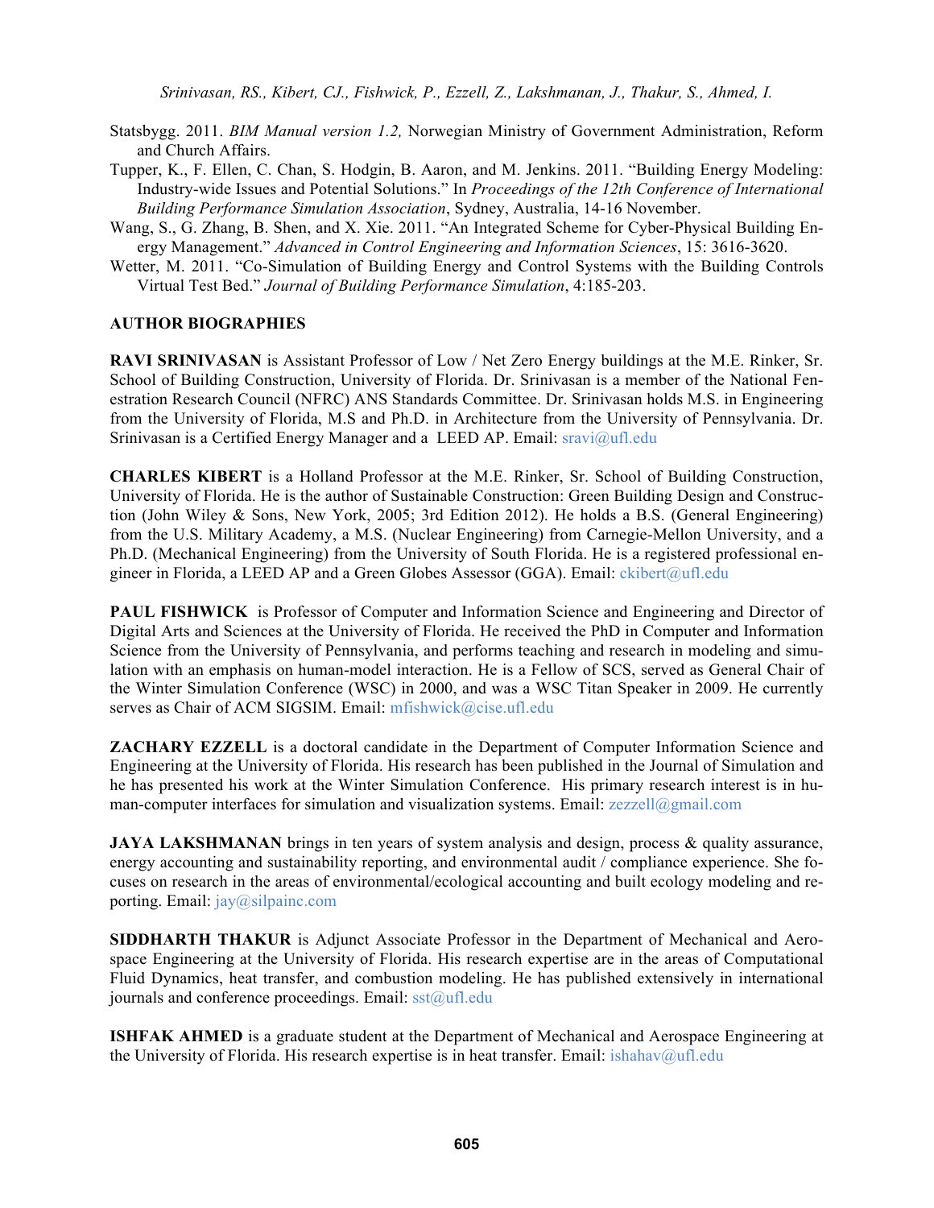Statsbygg. 2011. *BIM Manual version 1.2,* Norwegian Ministry of Government Administration, Reform and Church Affairs.

Tupper, K., F. Ellen, C. Chan, S. Hodgin, B. Aaron, and M. Jenkins. 2011. "Building Energy Modeling: Industry-wide Issues and Potential Solutions." In *Proceedings of the 12th Conference of International Building Performance Simulation Association*, Sydney, Australia, 14-16 November.

Wang, S., G. Zhang, B. Shen, and X. Xie. 2011. "An Integrated Scheme for Cyber-Physical Building Energy Management." *Advanced in Control Engineering and Information Sciences*, 15: 3616-3620.

Wetter, M. 2011. "Co-Simulation of Building Energy and Control Systems with the Building Controls Virtual Test Bed." *Journal of Building Performance Simulation*, 4:185-203.

## AUTHOR BIOGRAPHIES

**RAVI SRINIVASAN** is Assistant Professor of Low / Net Zero Energy buildings at the M.E. Rinker, Sr. School of Building Construction, University of Florida. Dr. Srinivasan is a member of the National Fenestration Research Council (NFRC) ANS Standards Committee. Dr. Srinivasan holds M.S. in Engineering from the University of Florida, M.S and Ph.D. in Architecture from the University of Pennsylvania. Dr. Srinivasan is a Certified Energy Manager and a LEED AP. Email: sravi@ufl.edu

**CHARLES KIBERT** is a Holland Professor at the M.E. Rinker, Sr. School of Building Construction, University of Florida. He is the author of Sustainable Construction: Green Building Design and Construction (John Wiley & Sons, New York, 2005; 3rd Edition 2012). He holds a B.S. (General Engineering) from the U.S. Military Academy, a M.S. (Nuclear Engineering) from Carnegie-Mellon University, and a Ph.D. (Mechanical Engineering) from the University of South Florida. He is a registered professional engineer in Florida, a LEED AP and a Green Globes Assessor (GGA). Email: ckibert@ufl.edu

**PAUL FISHWICK** is Professor of Computer and Information Science and Engineering and Director of Digital Arts and Sciences at the University of Florida. He received the PhD in Computer and Information Science from the University of Pennsylvania, and performs teaching and research in modeling and simulation with an emphasis on human-model interaction. He is a Fellow of SCS, served as General Chair of the Winter Simulation Conference (WSC) in 2000, and was a WSC Titan Speaker in 2009. He currently serves as Chair of ACM SIGSIM. Email: mfishwick@cise.ufl.edu

**ZACHARY EZZELL** is a doctoral candidate in the Department of Computer Information Science and Engineering at the University of Florida. His research has been published in the Journal of Simulation and he has presented his work at the Winter Simulation Conference. His primary research interest is in human-computer interfaces for simulation and visualization systems. Email: zezzell@gmail.com

**JAYA LAKSHMANAN** brings in ten years of system analysis and design, process & quality assurance, energy accounting and sustainability reporting, and environmental audit / compliance experience. She focuses on research in the areas of environmental/ecological accounting and built ecology modeling and reporting. Email: jay@silpainc.com

**SIDDHARTH THAKUR** is Adjunct Associate Professor in the Department of Mechanical and Aerospace Engineering at the University of Florida. His research expertise are in the areas of Computational Fluid Dynamics, heat transfer, and combustion modeling. He has published extensively in international journals and conference proceedings. Email: sst@ufl.edu

**ISHFAK AHMED** is a graduate student at the Department of Mechanical and Aerospace Engineering at the University of Florida. His research expertise is in heat transfer. Email: ishahav@ufl.edu